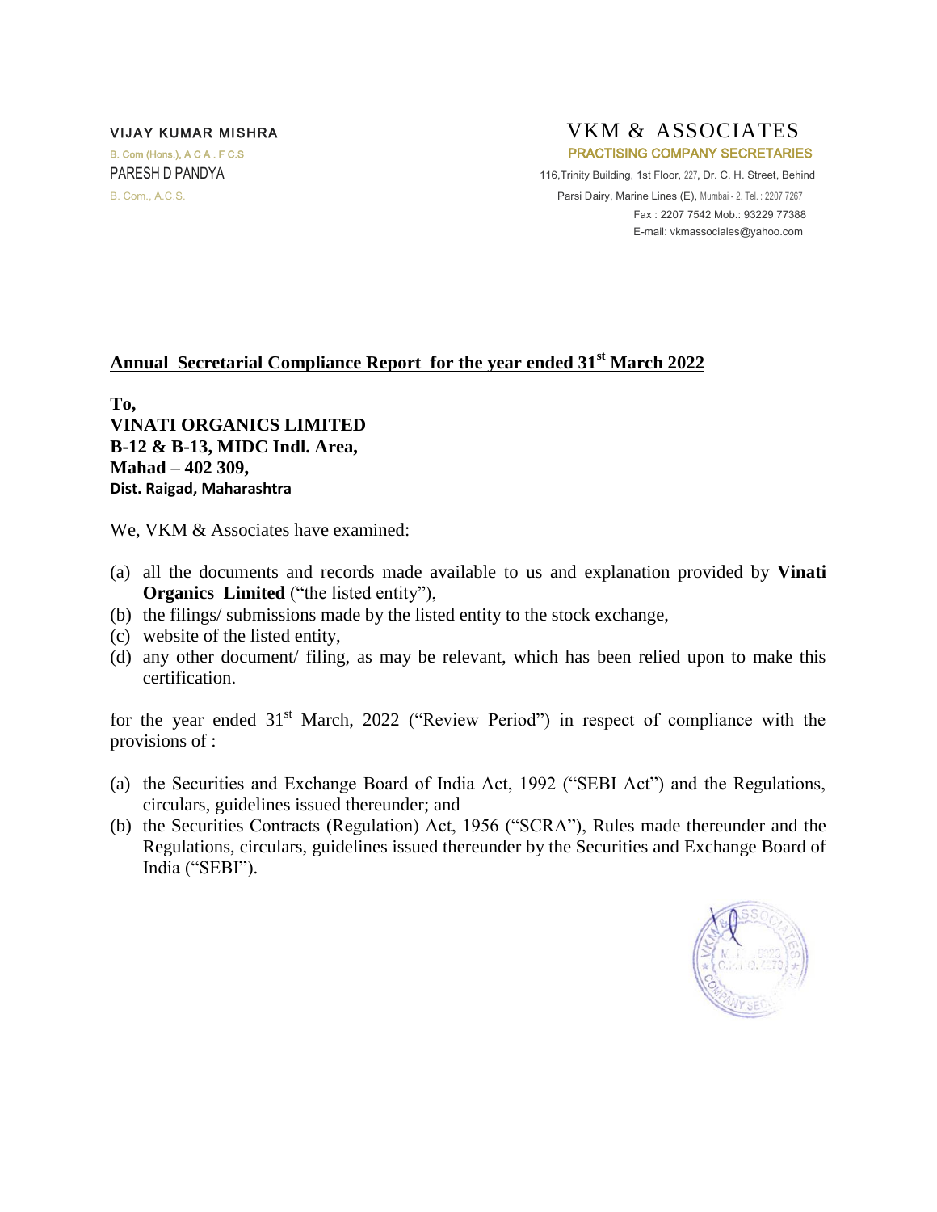VIJAY KUMAR MISHRA
B. Com (Hons.), A C A . F C.S
PARESH D PANDYA
B. Com., A.C.S.

VKM & ASSOCIATES
PRACTISING COMPANY SECRETARIES
116,Trinity Building, 1st Floor, 227, Dr. C. H. Street, Behind
Parsi Dairy, Marine Lines (E), Mumbai - 2. Tel. : 2207 7267
Fax : 2207 7542 Mob.: 93229 77388
E-mail: vkmassociales@yahoo.com

## Annual Secretarial Compliance Report for the year ended 31st March 2022

**To,**
**VINATI ORGANICS LIMITED**
**B-12 & B-13, MIDC Indl. Area,**
**Mahad – 402 309,**
**Dist. Raigad, Maharashtra**

We, VKM & Associates have examined:

(a) all the documents and records made available to us and explanation provided by **Vinati Organics Limited** ("the listed entity"),
(b) the filings/ submissions made by the listed entity to the stock exchange,
(c) website of the listed entity,
(d) any other document/ filing, as may be relevant, which has been relied upon to make this certification.

for the year ended 31st March, 2022 ("Review Period") in respect of compliance with the provisions of :

(a) the Securities and Exchange Board of India Act, 1992 ("SEBI Act") and the Regulations, circulars, guidelines issued thereunder; and
(b) the Securities Contracts (Regulation) Act, 1956 ("SCRA"), Rules made thereunder and the Regulations, circulars, guidelines issued thereunder by the Securities and Exchange Board of India ("SEBI").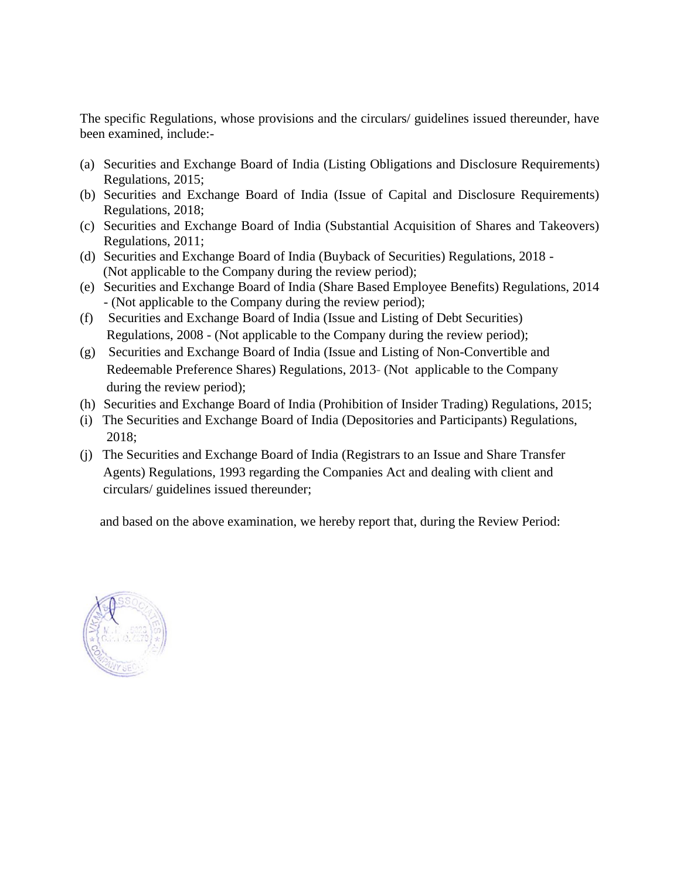The specific Regulations, whose provisions and the circulars/ guidelines issued thereunder, have been examined, include:-

(a) Securities and Exchange Board of India (Listing Obligations and Disclosure Requirements) Regulations, 2015;
(b) Securities and Exchange Board of India (Issue of Capital and Disclosure Requirements) Regulations, 2018;
(c) Securities and Exchange Board of India (Substantial Acquisition of Shares and Takeovers) Regulations, 2011;
(d) Securities and Exchange Board of India (Buyback of Securities) Regulations, 2018 - (Not applicable to the Company during the review period);
(e) Securities and Exchange Board of India (Share Based Employee Benefits) Regulations, 2014 - (Not applicable to the Company during the review period);
(f) Securities and Exchange Board of India (Issue and Listing of Debt Securities) Regulations, 2008 - (Not applicable to the Company during the review period);
(g) Securities and Exchange Board of India (Issue and Listing of Non-Convertible and Redeemable Preference Shares) Regulations, 2013- (Not applicable to the Company during the review period);
(h) Securities and Exchange Board of India (Prohibition of Insider Trading) Regulations, 2015;
(i) The Securities and Exchange Board of India (Depositories and Participants) Regulations, 2018;
(j) The Securities and Exchange Board of India (Registrars to an Issue and Share Transfer Agents) Regulations, 1993 regarding the Companies Act and dealing with client and circulars/ guidelines issued thereunder;

and based on the above examination, we hereby report that, during the Review Period: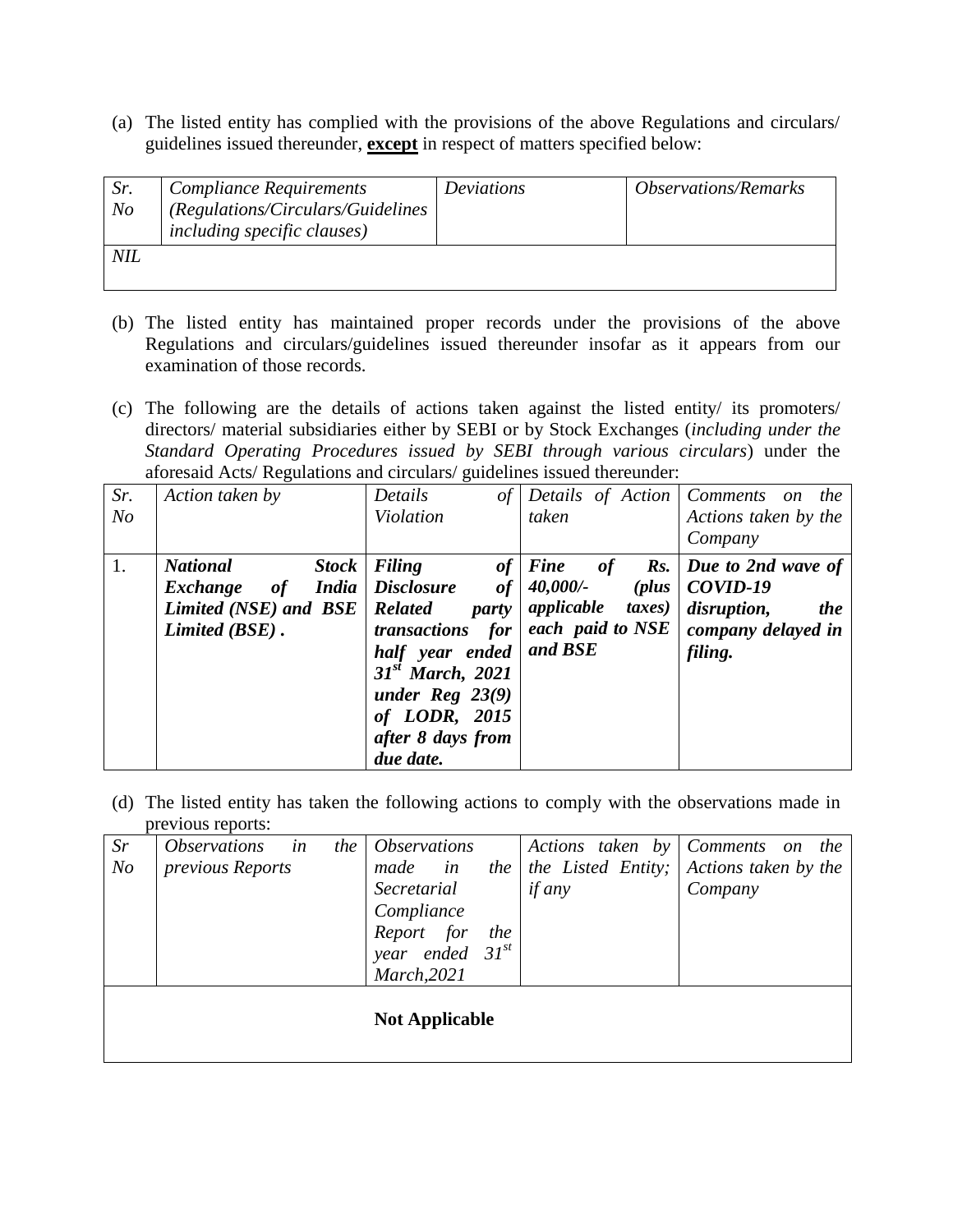(a) The listed entity has complied with the provisions of the above Regulations and circulars/ guidelines issued thereunder, **except** in respect of matters specified below:

| *Sr. No* | *Compliance Requirements (Regulations/Circulars/Guidelines including specific clauses)* | *Deviations* | *Observations/Remarks* |
|---|---|---|---|
| *NIL* | | | |

(b) The listed entity has maintained proper records under the provisions of the above Regulations and circulars/guidelines issued thereunder insofar as it appears from our examination of those records.

(c) The following are the details of actions taken against the listed entity/ its promoters/ directors/ material subsidiaries either by SEBI or by Stock Exchanges (*including under the Standard Operating Procedures issued by SEBI through various circulars*) under the aforesaid Acts/ Regulations and circulars/ guidelines issued thereunder:

| *Sr. No* | *Action taken by* | *Details of Violation* | *Details of Action taken* | *Comments on the Actions taken by the Company* |
|---|---|---|---|---|
| 1. | ***National Stock Exchange of India Limited (NSE) and BSE Limited (BSE) .*** | ***Filing of Disclosure of Related party transactions for half year ended 31st March, 2021 under Reg 23(9) of LODR, 2015 after 8 days from due date.*** | ***Fine of Rs. 40,000/- (plus applicable taxes) each paid to NSE and BSE*** | ***Due to 2nd wave of COVID-19 disruption, the company delayed in filing.*** |

(d) The listed entity has taken the following actions to comply with the observations made in previous reports:

| *Sr No* | *Observations in the previous Reports* | *Observations made in the Secretarial Compliance Report for the year ended 31st March,2021* | *Actions taken by the Listed Entity; if any* | *Comments on the Actions taken by the Company* |
|---|---|---|---|---|
| | | **Not Applicable** | | |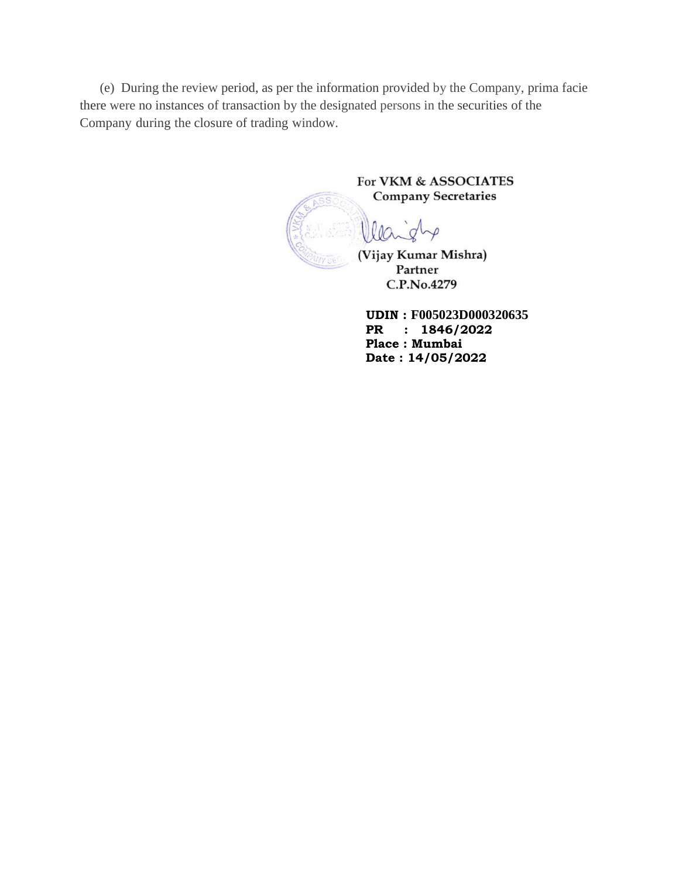(e) During the review period, as per the information provided by the Company, prima facie there were no instances of transaction by the designated persons in the securities of the Company during the closure of trading window.

For VKM & ASSOCIATES
Company Secretaries

(Vijay Kumar Mishra)
Partner
C.P.No.4279

**UDIN : F005023D000320635**
**PR : 1846/2022**
**Place : Mumbai**
**Date : 14/05/2022**